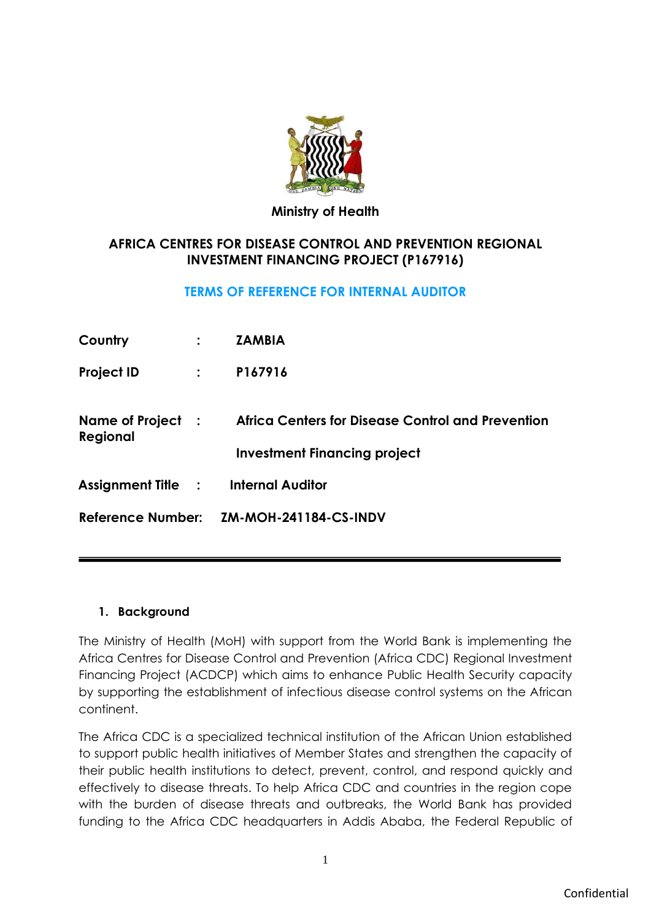**Ministry of Health**

**AFRICA CENTRES FOR DISEASE CONTROL AND PREVENTION REGIONAL INVESTMENT FINANCING PROJECT (P167916)**

**TERMS OF REFERENCE FOR INTERNAL AUDITOR**

| | | |
|---|---|---|
| **Country** | : | **ZAMBIA** |
| **Project ID** | : | **P167916** |
| **Name of Project Regional** | : | **Africa Centers for Disease Control and Prevention Investment Financing project** |
| **Assignment Title** | : | **Internal Auditor** |
| **Reference Number:** | | **ZM-MOH-241184-CS-INDV** |

---

## 1. Background

The Ministry of Health (MoH) with support from the World Bank is implementing the Africa Centres for Disease Control and Prevention (Africa CDC) Regional Investment Financing Project (ACDCP) which aims to enhance Public Health Security capacity by supporting the establishment of infectious disease control systems on the African continent.

The Africa CDC is a specialized technical institution of the African Union established to support public health initiatives of Member States and strengthen the capacity of their public health institutions to detect, prevent, control, and respond quickly and effectively to disease threats. To help Africa CDC and countries in the region cope with the burden of disease threats and outbreaks, the World Bank has provided funding to the Africa CDC headquarters in Addis Ababa, the Federal Republic of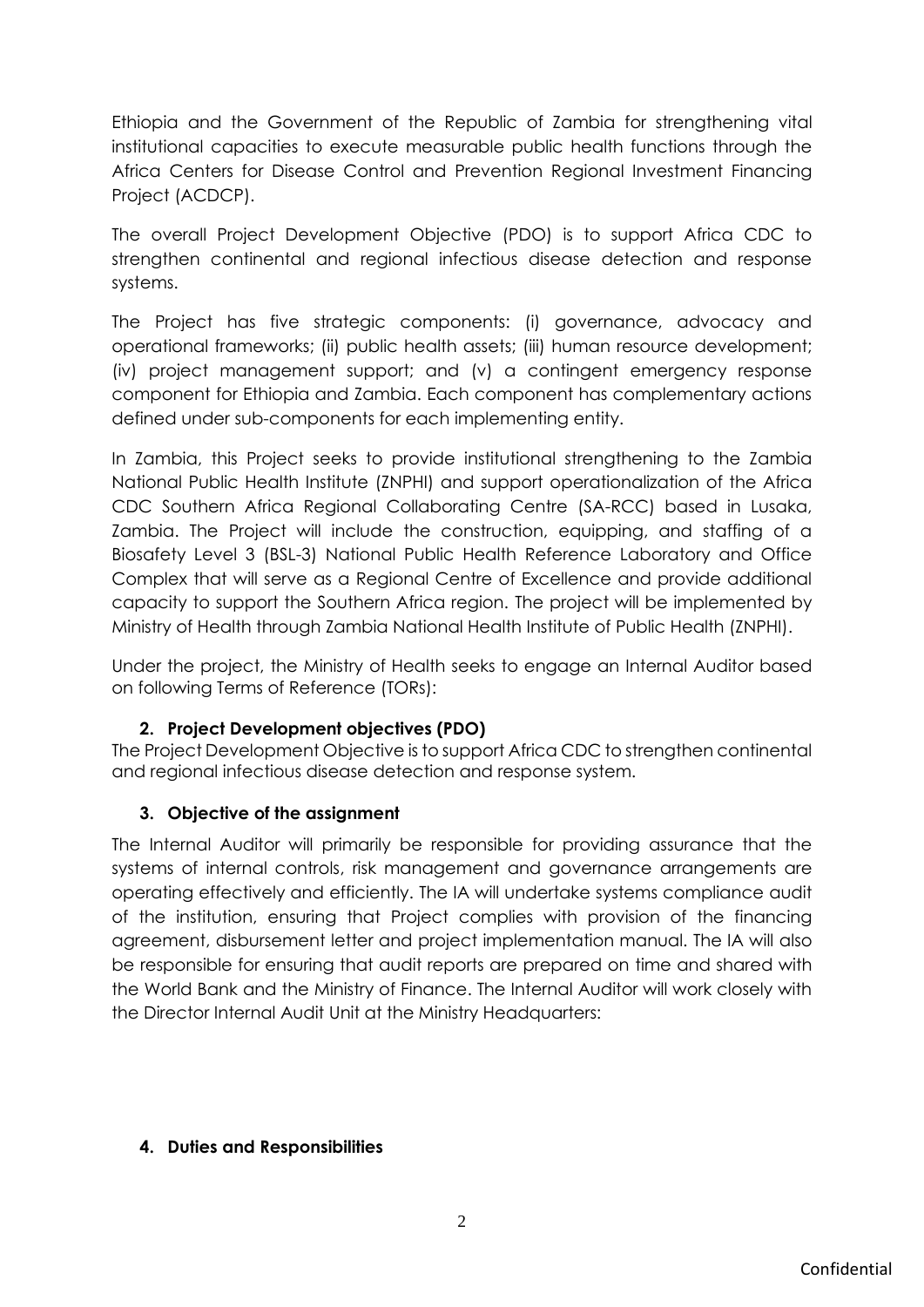Ethiopia and the Government of the Republic of Zambia for strengthening vital institutional capacities to execute measurable public health functions through the Africa Centers for Disease Control and Prevention Regional Investment Financing Project (ACDCP).

The overall Project Development Objective (PDO) is to support Africa CDC to strengthen continental and regional infectious disease detection and response systems.

The Project has five strategic components: (i) governance, advocacy and operational frameworks; (ii) public health assets; (iii) human resource development; (iv) project management support; and (v) a contingent emergency response component for Ethiopia and Zambia. Each component has complementary actions defined under sub-components for each implementing entity.

In Zambia, this Project seeks to provide institutional strengthening to the Zambia National Public Health Institute (ZNPHI) and support operationalization of the Africa CDC Southern Africa Regional Collaborating Centre (SA-RCC) based in Lusaka, Zambia. The Project will include the construction, equipping, and staffing of a Biosafety Level 3 (BSL-3) National Public Health Reference Laboratory and Office Complex that will serve as a Regional Centre of Excellence and provide additional capacity to support the Southern Africa region. The project will be implemented by Ministry of Health through Zambia National Health Institute of Public Health (ZNPHI).

Under the project, the Ministry of Health seeks to engage an Internal Auditor based on following Terms of Reference (TORs):

## 2. Project Development objectives (PDO)

The Project Development Objective is to support Africa CDC to strengthen continental and regional infectious disease detection and response system.

## 3. Objective of the assignment

The Internal Auditor will primarily be responsible for providing assurance that the systems of internal controls, risk management and governance arrangements are operating effectively and efficiently. The IA will undertake systems compliance audit of the institution, ensuring that Project complies with provision of the financing agreement, disbursement letter and project implementation manual. The IA will also be responsible for ensuring that audit reports are prepared on time and shared with the World Bank and the Ministry of Finance. The Internal Auditor will work closely with the Director Internal Audit Unit at the Ministry Headquarters:

## 4. Duties and Responsibilities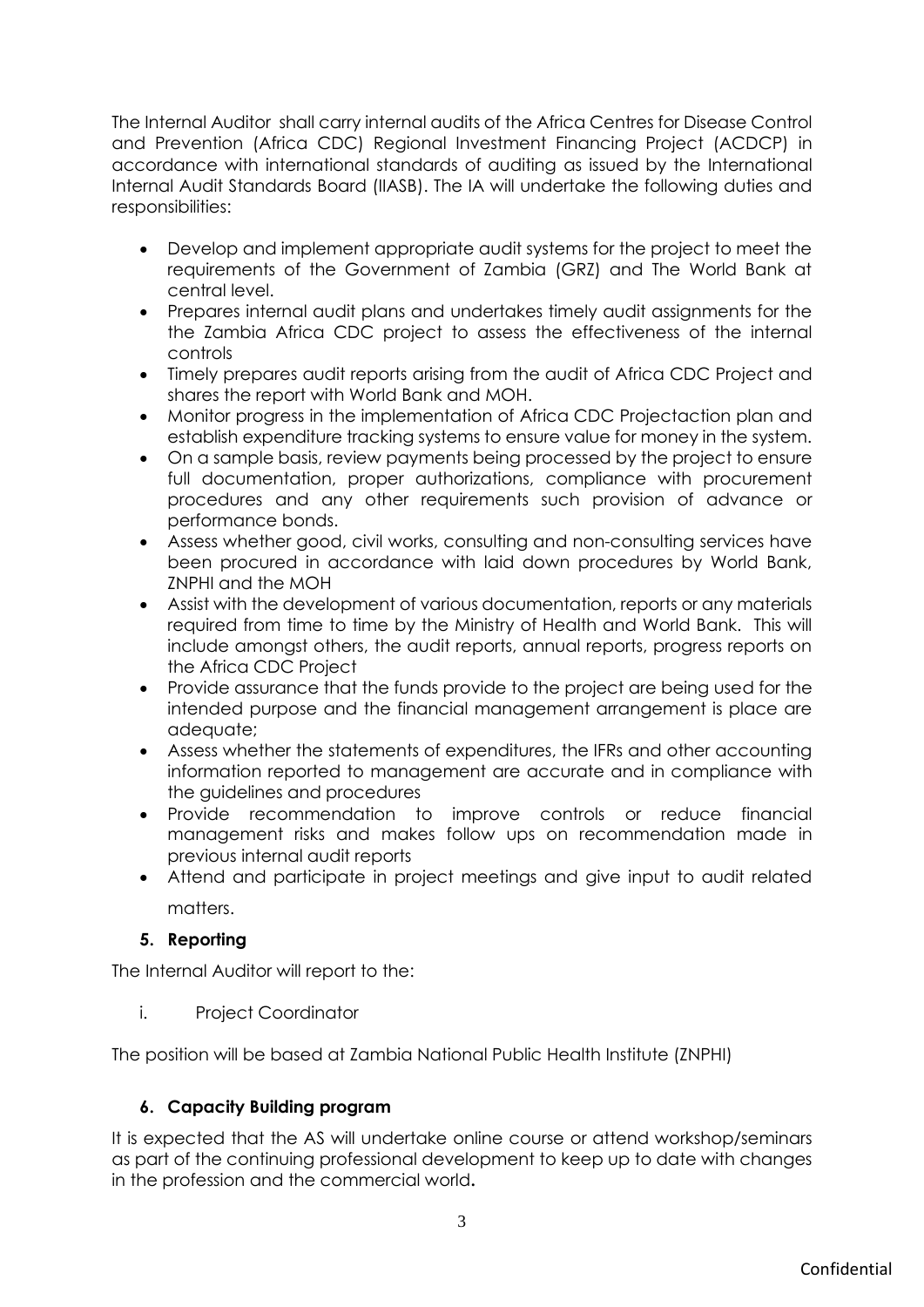The Internal Auditor shall carry internal audits of the Africa Centres for Disease Control and Prevention (Africa CDC) Regional Investment Financing Project (ACDCP) in accordance with international standards of auditing as issued by the International Internal Audit Standards Board (IIASB). The IA will undertake the following duties and responsibilities:

- Develop and implement appropriate audit systems for the project to meet the requirements of the Government of Zambia (GRZ) and The World Bank at central level.
- Prepares internal audit plans and undertakes timely audit assignments for the the Zambia Africa CDC project to assess the effectiveness of the internal controls
- Timely prepares audit reports arising from the audit of Africa CDC Project and shares the report with World Bank and MOH.
- Monitor progress in the implementation of Africa CDC Projectaction plan and establish expenditure tracking systems to ensure value for money in the system.
- On a sample basis, review payments being processed by the project to ensure full documentation, proper authorizations, compliance with procurement procedures and any other requirements such provision of advance or performance bonds.
- Assess whether good, civil works, consulting and non-consulting services have been procured in accordance with laid down procedures by World Bank, ZNPHI and the MOH
- Assist with the development of various documentation, reports or any materials required from time to time by the Ministry of Health and World Bank. This will include amongst others, the audit reports, annual reports, progress reports on the Africa CDC Project
- Provide assurance that the funds provide to the project are being used for the intended purpose and the financial management arrangement is place are adequate;
- Assess whether the statements of expenditures, the IFRs and other accounting information reported to management are accurate and in compliance with the guidelines and procedures
- Provide recommendation to improve controls or reduce financial management risks and makes follow ups on recommendation made in previous internal audit reports
- Attend and participate in project meetings and give input to audit related matters.

## 5. Reporting

The Internal Auditor will report to the:

i. Project Coordinator

The position will be based at Zambia National Public Health Institute (ZNPHI)

## 6. Capacity Building program

It is expected that the AS will undertake online course or attend workshop/seminars as part of the continuing professional development to keep up to date with changes in the profession and the commercial world**.**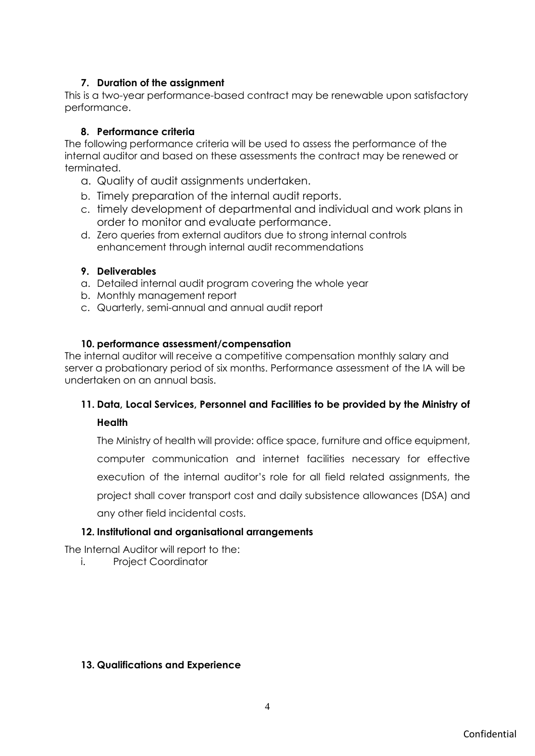### 7. Duration of the assignment

This is a two-year performance-based contract may be renewable upon satisfactory performance.

### 8. Performance criteria

The following performance criteria will be used to assess the performance of the internal auditor and based on these assessments the contract may be renewed or terminated.

a. Quality of audit assignments undertaken.
b. Timely preparation of the internal audit reports.
c. timely development of departmental and individual and work plans in order to monitor and evaluate performance.
d. Zero queries from external auditors due to strong internal controls enhancement through internal audit recommendations

### 9. Deliverables

a. Detailed internal audit program covering the whole year
b. Monthly management report
c. Quarterly, semi-annual and annual audit report

### 10. performance assessment/compensation

The internal auditor will receive a competitive compensation monthly salary and server a probationary period of six months. Performance assessment of the IA will be undertaken on an annual basis.

### 11. Data, Local Services, Personnel and Facilities to be provided by the Ministry of Health

The Ministry of health will provide: office space, furniture and office equipment, computer communication and internet facilities necessary for effective execution of the internal auditor's role for all field related assignments, the project shall cover transport cost and daily subsistence allowances (DSA) and any other field incidental costs.

### 12. Institutional and organisational arrangements

The Internal Auditor will report to the:

i. Project Coordinator

### 13. Qualifications and Experience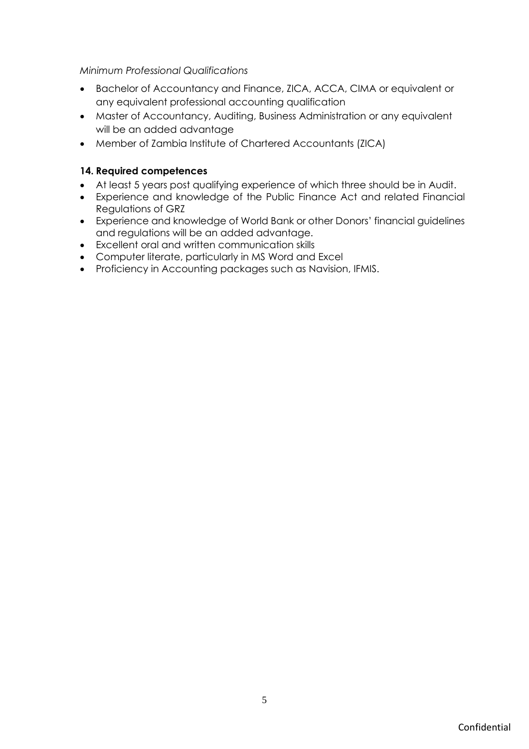*Minimum Professional Qualifications*

- Bachelor of Accountancy and Finance, ZICA, ACCA, CIMA or equivalent or any equivalent professional accounting qualification
- Master of Accountancy, Auditing, Business Administration or any equivalent will be an added advantage
- Member of Zambia Institute of Chartered Accountants (ZICA)

**14. Required competences**

- At least 5 years post qualifying experience of which three should be in Audit.
- Experience and knowledge of the Public Finance Act and related Financial Regulations of GRZ
- Experience and knowledge of World Bank or other Donors' financial guidelines and regulations will be an added advantage.
- Excellent oral and written communication skills
- Computer literate, particularly in MS Word and Excel
- Proficiency in Accounting packages such as Navision, IFMIS.